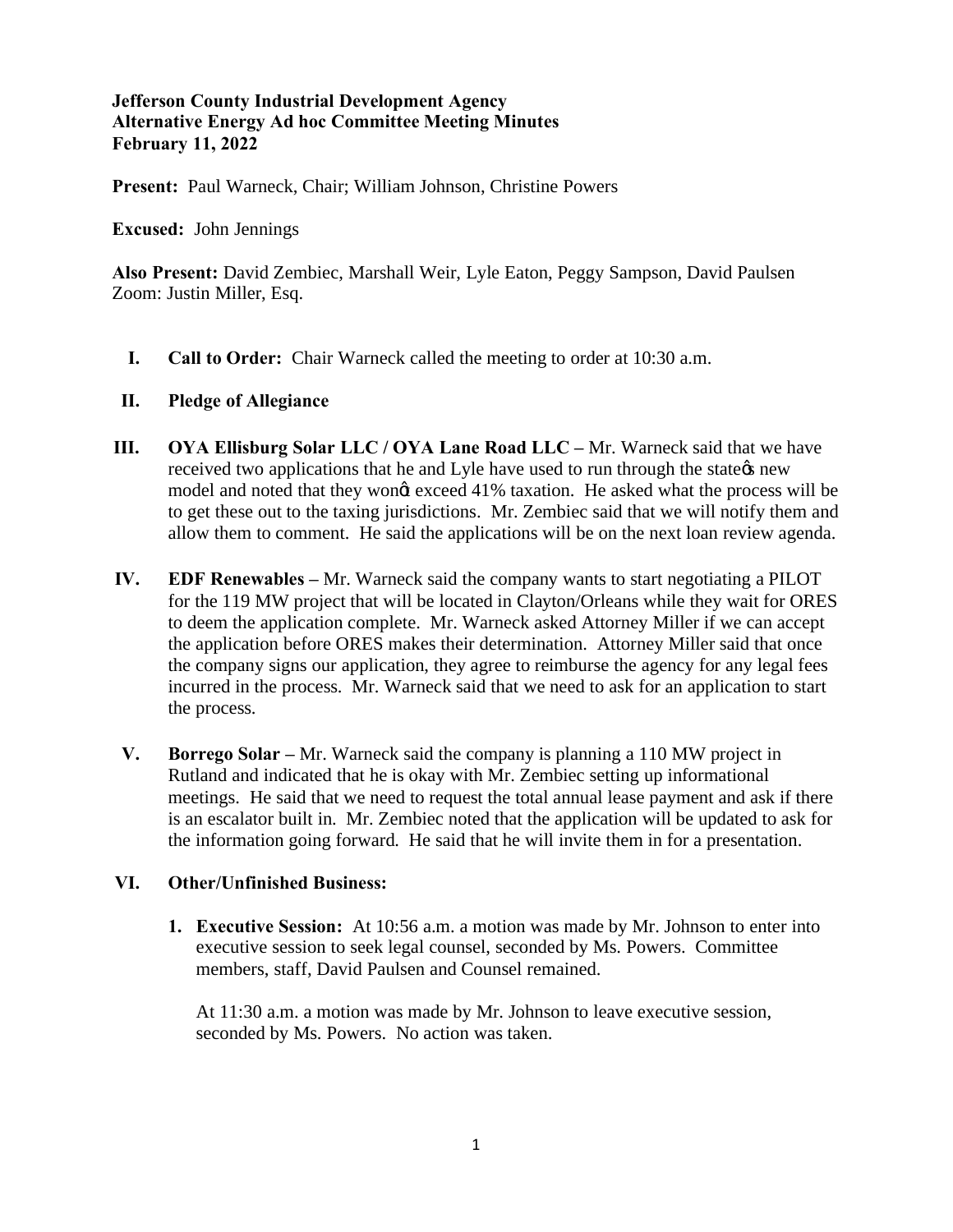**Jefferson County Industrial Development Agency**
**Alternative Energy Ad hoc Committee Meeting Minutes**
**February 11, 2022**

**Present:** Paul Warneck, Chair; William Johnson, Christine Powers

**Excused:** John Jennings

**Also Present:** David Zembiec, Marshall Weir, Lyle Eaton, Peggy Sampson, David Paulsen
Zoom: Justin Miller, Esq.

I. **Call to Order:** Chair Warneck called the meeting to order at 10:30 a.m.

II. **Pledge of Allegiance**

III. **OYA Ellisburg Solar LLC / OYA Lane Road LLC –** Mr. Warneck said that we have received two applications that he and Lyle have used to run through the state's new model and noted that they won't exceed 41% taxation. He asked what the process will be to get these out to the taxing jurisdictions. Mr. Zembiec said that we will notify them and allow them to comment. He said the applications will be on the next loan review agenda.

IV. **EDF Renewables –** Mr. Warneck said the company wants to start negotiating a PILOT for the 119 MW project that will be located in Clayton/Orleans while they wait for ORES to deem the application complete. Mr. Warneck asked Attorney Miller if we can accept the application before ORES makes their determination. Attorney Miller said that once the company signs our application, they agree to reimburse the agency for any legal fees incurred in the process. Mr. Warneck said that we need to ask for an application to start the process.

V. **Borrego Solar –** Mr. Warneck said the company is planning a 110 MW project in Rutland and indicated that he is okay with Mr. Zembiec setting up informational meetings. He said that we need to request the total annual lease payment and ask if there is an escalator built in. Mr. Zembiec noted that the application will be updated to ask for the information going forward. He said that he will invite them in for a presentation.

VI. **Other/Unfinished Business:**

1. **Executive Session:** At 10:56 a.m. a motion was made by Mr. Johnson to enter into executive session to seek legal counsel, seconded by Ms. Powers. Committee members, staff, David Paulsen and Counsel remained.

   At 11:30 a.m. a motion was made by Mr. Johnson to leave executive session, seconded by Ms. Powers. No action was taken.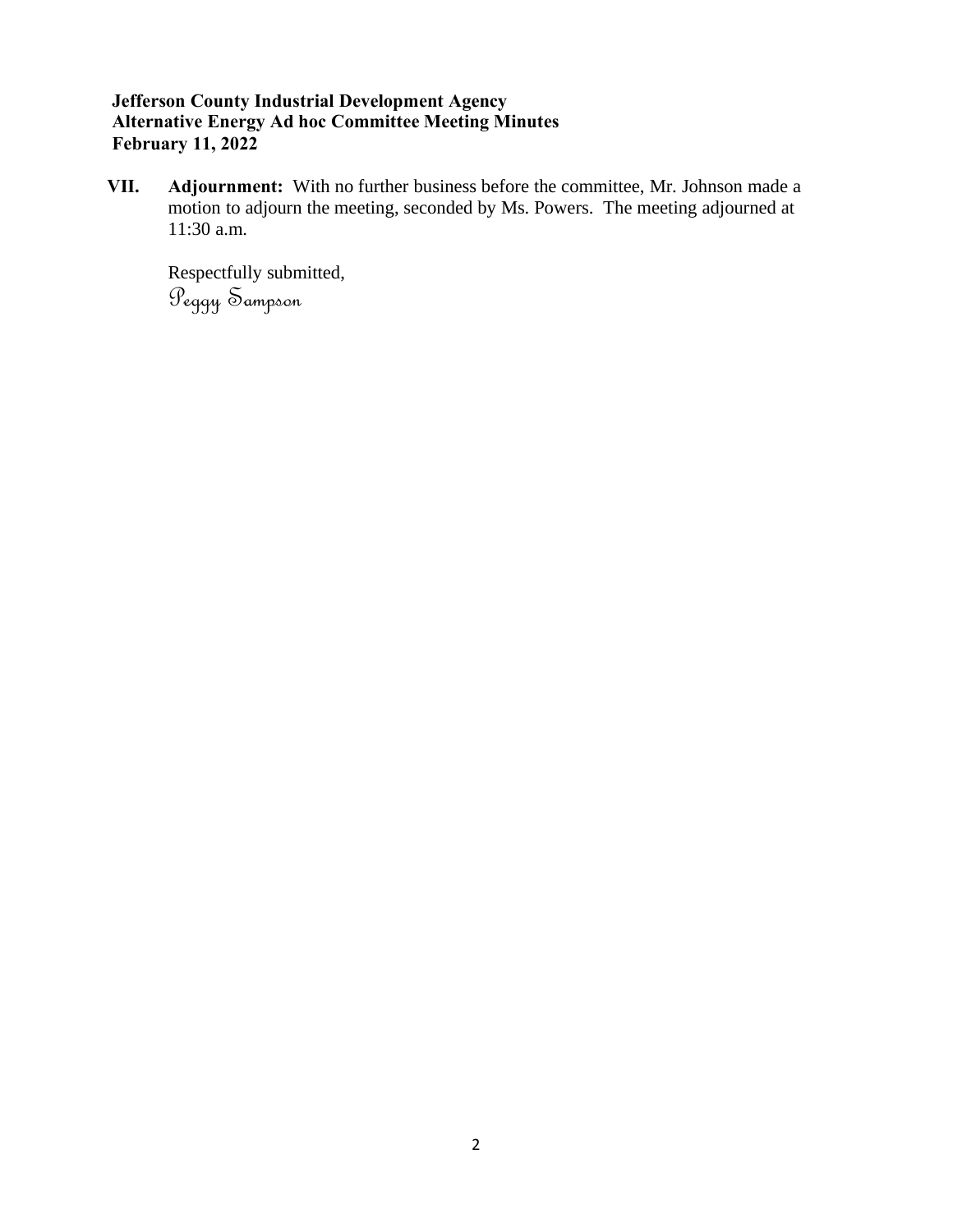**Jefferson County Industrial Development Agency**
**Alternative Energy Ad hoc Committee Meeting Minutes**
**February 11, 2022**

**VII. Adjournment:** With no further business before the committee, Mr. Johnson made a motion to adjourn the meeting, seconded by Ms. Powers. The meeting adjourned at 11:30 a.m.

Respectfully submitted,
*Peggy Sampson*